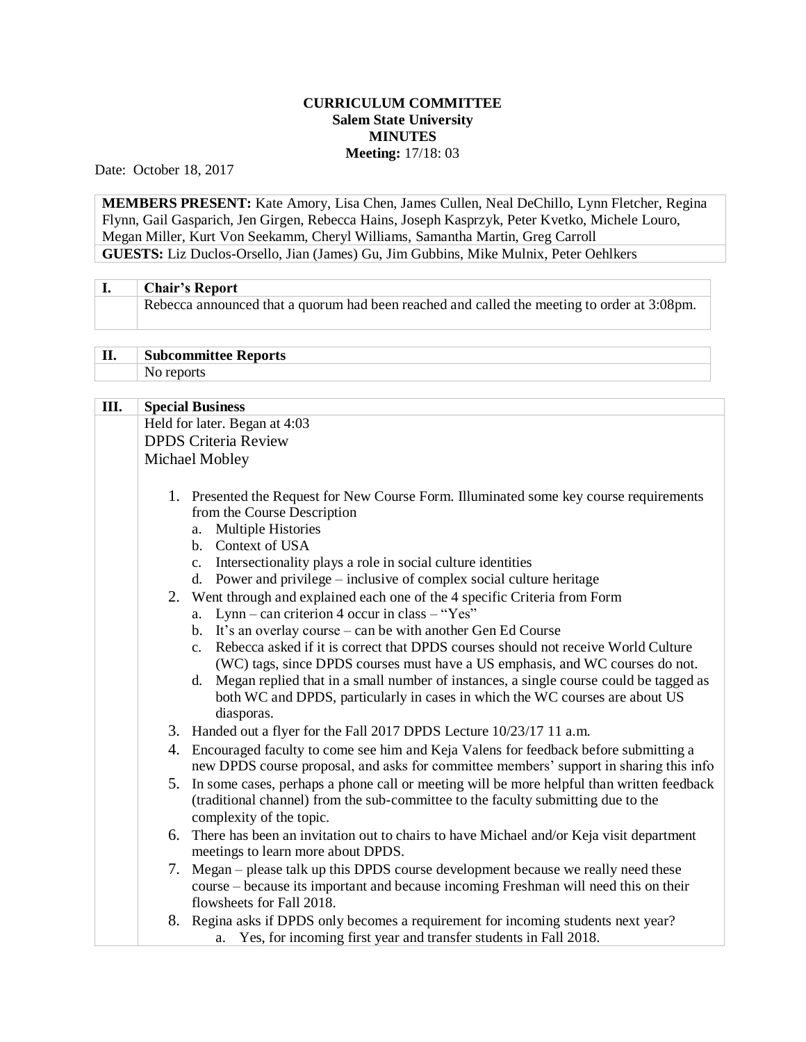**CURRICULUM COMMITTEE**
**Salem State University**
**MINUTES**
**Meeting:** 17/18: 03

Date: October 18, 2017

**MEMBERS PRESENT:** Kate Amory, Lisa Chen, James Cullen, Neal DeChillo, Lynn Fletcher, Regina Flynn, Gail Gasparich, Jen Girgen, Rebecca Hains, Joseph Kasprzyk, Peter Kvetko, Michele Louro, Megan Miller, Kurt Von Seekamm, Cheryl Williams, Samantha Martin, Greg Carroll
**GUESTS:** Liz Duclos-Orsello, Jian (James) Gu, Jim Gubbins, Mike Mulnix, Peter Oehlkers

| I. | Chair's Report |
|---|---|
| | Rebecca announced that a quorum had been reached and called the meeting to order at 3:08pm. |

| II. | Subcommittee Reports |
|---|---|
| | No reports |

| III. | Special Business |
|---|---|

Held for later. Began at 4:03

DPDS Criteria Review

Michael Mobley

1. Presented the Request for New Course Form. Illuminated some key course requirements from the Course Description
   a. Multiple Histories
   b. Context of USA
   c. Intersectionality plays a role in social culture identities
   d. Power and privilege – inclusive of complex social culture heritage
2. Went through and explained each one of the 4 specific Criteria from Form
   a. Lynn – can criterion 4 occur in class – "Yes"
   b. It's an overlay course – can be with another Gen Ed Course
   c. Rebecca asked if it is correct that DPDS courses should not receive World Culture (WC) tags, since DPDS courses must have a US emphasis, and WC courses do not.
   d. Megan replied that in a small number of instances, a single course could be tagged as both WC and DPDS, particularly in cases in which the WC courses are about US diasporas.
3. Handed out a flyer for the Fall 2017 DPDS Lecture 10/23/17 11 a.m.
4. Encouraged faculty to come see him and Keja Valens for feedback before submitting a new DPDS course proposal, and asks for committee members' support in sharing this info
5. In some cases, perhaps a phone call or meeting will be more helpful than written feedback (traditional channel) from the sub-committee to the faculty submitting due to the complexity of the topic.
6. There has been an invitation out to chairs to have Michael and/or Keja visit department meetings to learn more about DPDS.
7. Megan – please talk up this DPDS course development because we really need these course – because its important and because incoming Freshman will need this on their flowsheets for Fall 2018.
8. Regina asks if DPDS only becomes a requirement for incoming students next year?
   a. Yes, for incoming first year and transfer students in Fall 2018.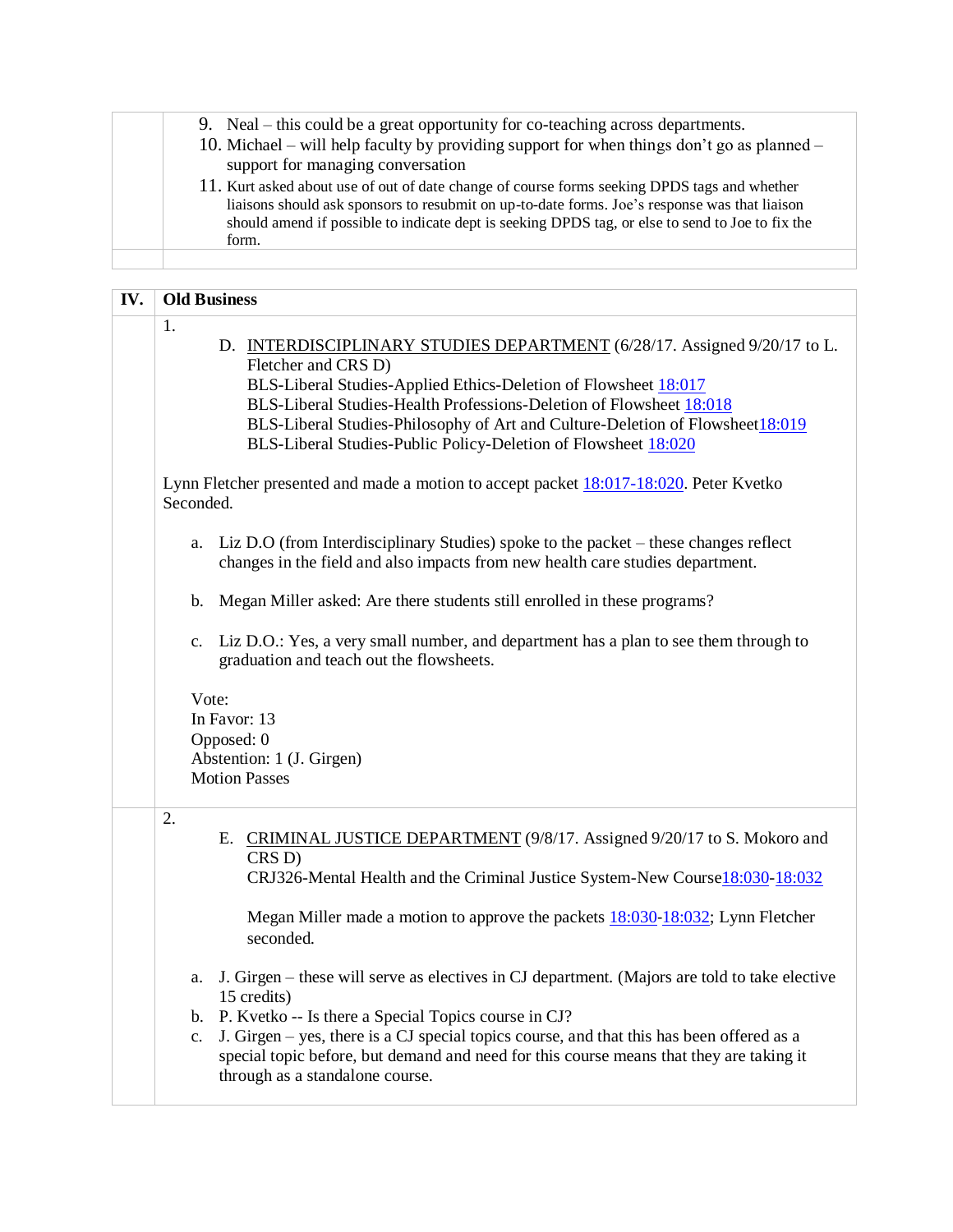9. Neal – this could be a great opportunity for co-teaching across departments.
10. Michael – will help faculty by providing support for when things don't go as planned – support for managing conversation
11. Kurt asked about use of out of date change of course forms seeking DPDS tags and whether liaisons should ask sponsors to resubmit on up-to-date forms. Joe's response was that liaison should amend if possible to indicate dept is seeking DPDS tag, or else to send to Joe to fix the form.

## IV. Old Business

1.

D. INTERDISCIPLINARY STUDIES DEPARTMENT (6/28/17. Assigned 9/20/17 to L. Fletcher and CRS D)
BLS-Liberal Studies-Applied Ethics-Deletion of Flowsheet 18:017
BLS-Liberal Studies-Health Professions-Deletion of Flowsheet 18:018
BLS-Liberal Studies-Philosophy of Art and Culture-Deletion of Flowsheet 18:019
BLS-Liberal Studies-Public Policy-Deletion of Flowsheet 18:020

Lynn Fletcher presented and made a motion to accept packet 18:017-18:020. Peter Kvetko Seconded.

a. Liz D.O (from Interdisciplinary Studies) spoke to the packet – these changes reflect changes in the field and also impacts from new health care studies department.

b. Megan Miller asked: Are there students still enrolled in these programs?

c. Liz D.O.: Yes, a very small number, and department has a plan to see them through to graduation and teach out the flowsheets.

Vote:
In Favor: 13
Opposed: 0
Abstention: 1 (J. Girgen)
Motion Passes

2.

E. CRIMINAL JUSTICE DEPARTMENT (9/8/17. Assigned 9/20/17 to S. Mokoro and CRS D)
CRJ326-Mental Health and the Criminal Justice System-New Course 18:030-18:032

Megan Miller made a motion to approve the packets 18:030-18:032; Lynn Fletcher seconded.

a. J. Girgen – these will serve as electives in CJ department. (Majors are told to take elective 15 credits)
b. P. Kvetko -- Is there a Special Topics course in CJ?
c. J. Girgen – yes, there is a CJ special topics course, and that this has been offered as a special topic before, but demand and need for this course means that they are taking it through as a standalone course.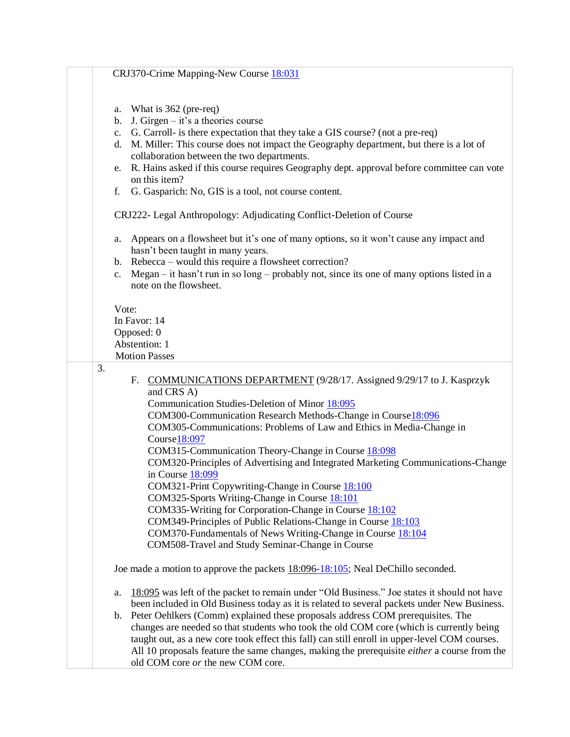CRJ370-Crime Mapping-New Course 18:031

a. What is 362 (pre-req)
b. J. Girgen – it's a theories course
c. G. Carroll- is there expectation that they take a GIS course? (not a pre-req)
d. M. Miller: This course does not impact the Geography department, but there is a lot of collaboration between the two departments.
e. R. Hains asked if this course requires Geography dept. approval before committee can vote on this item?
f. G. Gasparich: No, GIS is a tool, not course content.

CRJ222- Legal Anthropology: Adjudicating Conflict-Deletion of Course

a. Appears on a flowsheet but it's one of many options, so it won't cause any impact and hasn't been taught in many years.
b. Rebecca – would this require a flowsheet correction?
c. Megan – it hasn't run in so long – probably not, since its one of many options listed in a note on the flowsheet.

Vote:
In Favor: 14
Opposed: 0
Abstention: 1
Motion Passes

3.

F. COMMUNICATIONS DEPARTMENT (9/28/17. Assigned 9/29/17 to J. Kasprzyk and CRS A)
Communication Studies-Deletion of Minor 18:095
COM300-Communication Research Methods-Change in Course 18:096
COM305-Communications: Problems of Law and Ethics in Media-Change in Course 18:097
COM315-Communication Theory-Change in Course 18:098
COM320-Principles of Advertising and Integrated Marketing Communications-Change in Course 18:099
COM321-Print Copywriting-Change in Course 18:100
COM325-Sports Writing-Change in Course 18:101
COM335-Writing for Corporation-Change in Course 18:102
COM349-Principles of Public Relations-Change in Course 18:103
COM370-Fundamentals of News Writing-Change in Course 18:104
COM508-Travel and Study Seminar-Change in Course

Joe made a motion to approve the packets 18:096-18:105; Neal DeChillo seconded.

a. 18:095 was left of the packet to remain under "Old Business." Joe states it should not have been included in Old Business today as it is related to several packets under New Business.
b. Peter Oehlkers (Comm) explained these proposals address COM prerequisites. The changes are needed so that students who took the old COM core (which is currently being taught out, as a new core took effect this fall) can still enroll in upper-level COM courses. All 10 proposals feature the same changes, making the prerequisite *either* a course from the old COM core *or* the new COM core.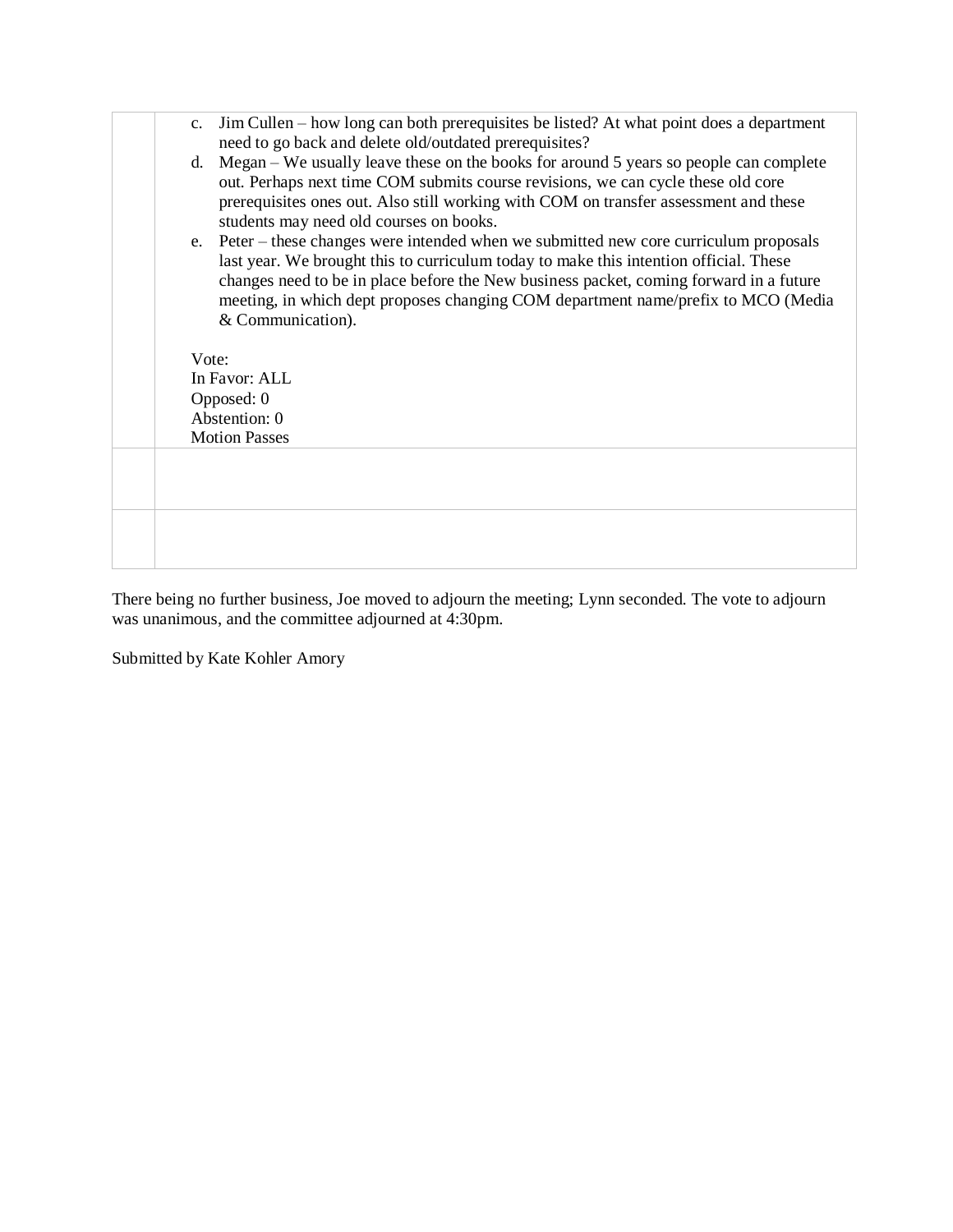| | |
|---|---|
| | c. Jim Cullen – how long can both prerequisites be listed? At what point does a department need to go back and delete old/outdated prerequisites?<br>d. Megan – We usually leave these on the books for around 5 years so people can complete out. Perhaps next time COM submits course revisions, we can cycle these old core prerequisites ones out. Also still working with COM on transfer assessment and these students may need old courses on books.<br>e. Peter – these changes were intended when we submitted new core curriculum proposals last year. We brought this to curriculum today to make this intention official. These changes need to be in place before the New business packet, coming forward in a future meeting, in which dept proposes changing COM department name/prefix to MCO (Media & Communication).<br><br>Vote:<br>In Favor: ALL<br>Opposed: 0<br>Abstention: 0<br>Motion Passes |
| | |
| | |

There being no further business, Joe moved to adjourn the meeting; Lynn seconded. The vote to adjourn was unanimous, and the committee adjourned at 4:30pm.

Submitted by Kate Kohler Amory